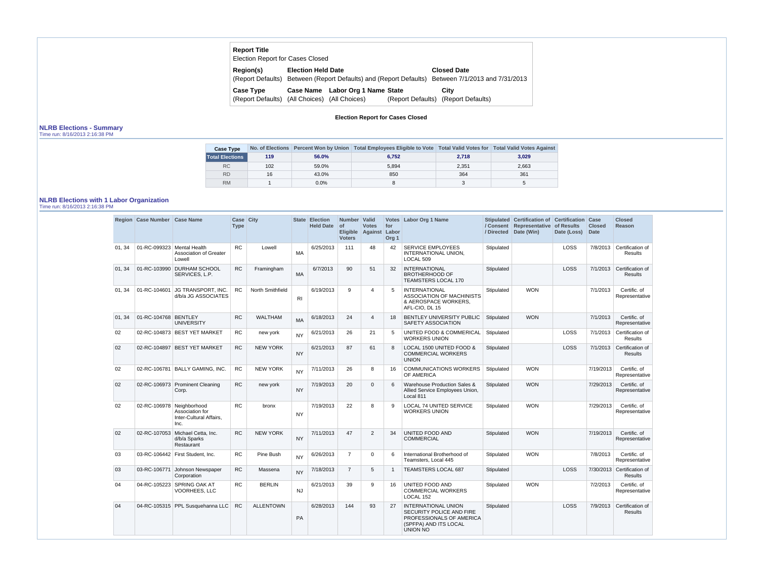**Report Title**
Election Report for Cases Closed

| Region(s) | Election Held Date | Closed Date |
| --- | --- | --- |
| (Report Defaults) | Between (Report Defaults) and (Report Defaults) | Between 7/1/2013 and 7/31/2013 |

| Case Type | Case Name | Labor Org 1 Name | State | City |
| --- | --- | --- | --- | --- |
| (Report Defaults) | (All Choices) | (All Choices) | (Report Defaults) | (Report Defaults) |

**Election Report for Cases Closed**

## NLRB Elections - Summary

Time run: 8/16/2013 2:16:38 PM

| Case Type | No. of Elections | Percent Won by Union | Total Employees Eligible to Vote | Total Valid Votes for | Total Valid Votes Against |
| --- | --- | --- | --- | --- | --- |
| **Total Elections** | **119** | **56.0%** | **6,752** | **2,718** | **3,029** |
| RC | 102 | 59.0% | 5,894 | 2,351 | 2,663 |
| RD | 16 | 43.0% | 850 | 364 | 361 |
| RM | 1 | 0.0% | 8 | 3 | 5 |

## NLRB Elections with 1 Labor Organization

Time run: 8/16/2013 2:16:38 PM

| Region | Case Number | Case Name | Case Type | City | State | Election Held Date | Number of Eligible Voters | Valid Votes Against | Votes for Labor Org 1 | Labor Org 1 Name | Stipulated / Consent / Directed | Certification of Representative Date (Win) | Certification of Results Date (Loss) | Case Closed Date | Closed Reason |
| --- | --- | --- | --- | --- | --- | --- | --- | --- | --- | --- | --- | --- | --- | --- | --- |
| 01, 34 | 01-RC-099323 | Mental Health Association of Greater Lowell | RC | Lowell | MA | 6/25/2013 | 111 | 48 | 42 | SERVICE EMPLOYEES INTERNATIONAL UNION, LOCAL 509 | Stipulated | | LOSS | 7/8/2013 | Certification of Results |
| 01, 34 | 01-RC-103990 | DURHAM SCHOOL SERVICES, L.P. | RC | Framingham | MA | 6/7/2013 | 90 | 51 | 32 | INTERNATIONAL BROTHERHOOD OF TEAMSTERS LOCAL 170 | Stipulated | | LOSS | 7/1/2013 | Certification of Results |
| 01, 34 | 01-RC-104601 | JG TRANSPORT, INC. d/b/a JG ASSOCIATES | RC | North Smithfield | RI | 6/19/2013 | 9 | 4 | 5 | INTERNATIONAL ASSOCIATION OF MACHINISTS & AEROSPACE WORKERS, AFL-CIO, DL 15 | Stipulated | WON | | 7/1/2013 | Certific. of Representative |
| 01, 34 | 01-RC-104768 | BENTLEY UNIVERSITY | RC | WALTHAM | MA | 6/18/2013 | 24 | 4 | 18 | BENTLEY UNIVERSITY PUBLIC SAFETY ASSOCIATION | Stipulated | WON | | 7/1/2013 | Certific. of Representative |
| 02 | 02-RC-104873 | BEST YET MARKET | RC | new york | NY | 6/21/2013 | 26 | 21 | 5 | UNITED FOOD & COMMERICAL WORKERS UNION | Stipulated | | LOSS | 7/1/2013 | Certification of Results |
| 02 | 02-RC-104897 | BEST YET MARKET | RC | NEW YORK | NY | 6/21/2013 | 87 | 61 | 8 | LOCAL 1500 UNITED FOOD & COMMERCIAL WORKERS UNION | Stipulated | | LOSS | 7/1/2013 | Certification of Results |
| 02 | 02-RC-106781 | BALLY GAMING, INC. | RC | NEW YORK | NY | 7/11/2013 | 26 | 8 | 16 | COMMUNICATIONS WORKERS OF AMERICA | Stipulated | WON | | 7/19/2013 | Certific. of Representative |
| 02 | 02-RC-106973 | Prominent Cleaning Corp. | RC | new york | NY | 7/19/2013 | 20 | 0 | 6 | Warehouse Production Sales & Allied Service Employees Union, Local 811 | Stipulated | WON | | 7/29/2013 | Certific. of Representative |
| 02 | 02-RC-106978 | Neighborhood Association for Inter-Cultural Affairs, Inc. | RC | bronx | NY | 7/19/2013 | 22 | 8 | 9 | LOCAL 74 UNITED SERVICE WORKERS UNION | Stipulated | WON | | 7/29/2013 | Certific. of Representative |
| 02 | 02-RC-107053 | Michael Cetta, Inc. d/b/a Sparks Restaurant | RC | NEW YORK | NY | 7/11/2013 | 47 | 2 | 34 | UNITED FOOD AND COMMERCIAL | Stipulated | WON | | 7/19/2013 | Certific. of Representative |
| 03 | 03-RC-106442 | First Student, Inc. | RC | Pine Bush | NY | 6/26/2013 | 7 | 0 | 6 | International Brotherhood of Teamsters, Local 445 | Stipulated | WON | | 7/8/2013 | Certific. of Representative |
| 03 | 03-RC-106771 | Johnson Newspaper Corporation | RC | Massena | NY | 7/18/2013 | 7 | 5 | 1 | TEAMSTERS LOCAL 687 | Stipulated | | LOSS | 7/30/2013 | Certification of Results |
| 04 | 04-RC-105223 | SPRING OAK AT VOORHEES, LLC | RC | BERLIN | NJ | 6/21/2013 | 39 | 9 | 16 | UNITED FOOD AND COMMERCIAL WORKERS LOCAL 152 | Stipulated | WON | | 7/2/2013 | Certific. of Representative |
| 04 | 04-RC-105315 | PPL Susquehanna LLC | RC | ALLENTOWN | PA | 6/28/2013 | 144 | 93 | 27 | INTERNATIONAL UNION SECURITY POLICE AND FIRE PROFESSIONALS OF AMERICA (SPFPA) AND ITS LOCAL UNION NO | Stipulated | | LOSS | 7/9/2013 | Certification of Results |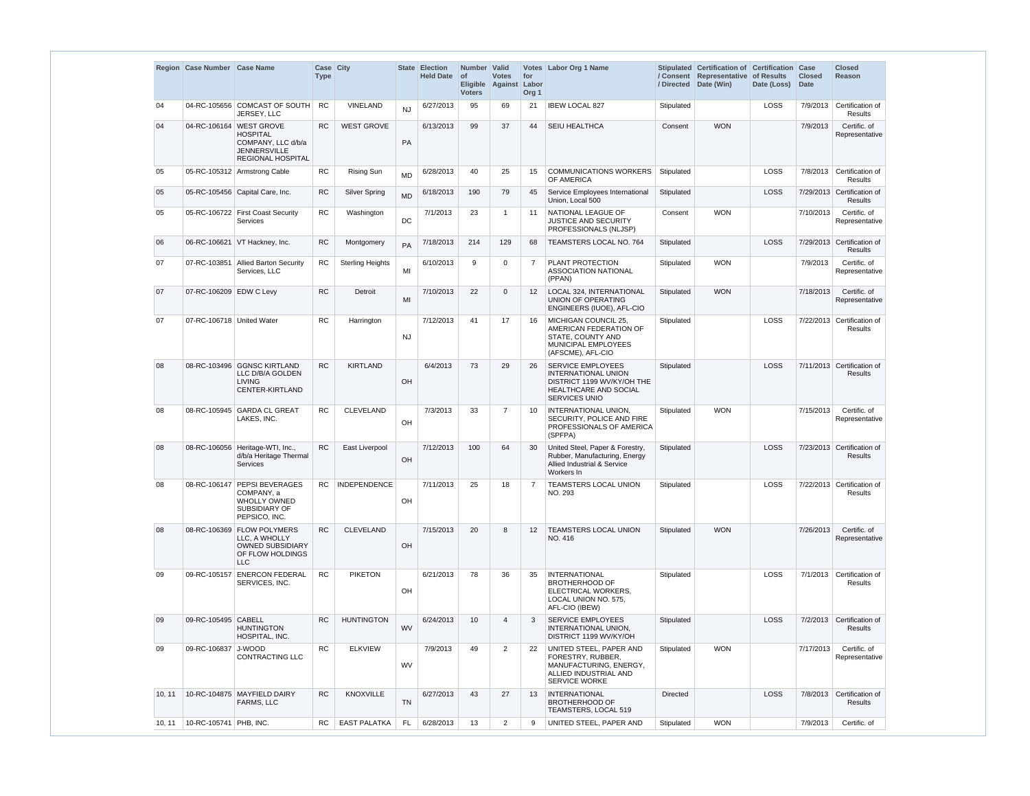| Region | Case Number | Case Name | Case Type | City | State | Election Held Date | Number of Eligible Voters | Valid Votes Against | Votes for Labor Org 1 | Labor Org 1 Name | Stipulated / Consent / Directed | Certification of Representative Date (Win) | Certification of Results Date (Loss) | Case Closed Date | Closed Reason |
|---|---|---|---|---|---|---|---|---|---|---|---|---|---|---|---|
| 04 | 04-RC-105656 | COMCAST OF SOUTH JERSEY, LLC | RC | VINELAND | NJ | 6/27/2013 | 95 | 69 | 21 | IBEW LOCAL 827 | Stipulated | | LOSS | 7/9/2013 | Certification of Results |
| 04 | 04-RC-106164 | WEST GROVE HOSPITAL COMPANY, LLC d/b/a JENNERSVILLE REGIONAL HOSPITAL | RC | WEST GROVE | PA | 6/13/2013 | 99 | 37 | 44 | SEIU HEALTHCA | Consent | WON | | 7/9/2013 | Certific. of Representative |
| 05 | 05-RC-105312 | Armstrong Cable | RC | Rising Sun | MD | 6/28/2013 | 40 | 25 | 15 | COMMUNICATIONS WORKERS OF AMERICA | Stipulated | | LOSS | 7/8/2013 | Certification of Results |
| 05 | 05-RC-105456 | Capital Care, Inc. | RC | Silver Spring | MD | 6/18/2013 | 190 | 79 | 45 | Service Employees International Union, Local 500 | Stipulated | | LOSS | 7/29/2013 | Certification of Results |
| 05 | 05-RC-106722 | First Coast Security Services | RC | Washington | DC | 7/1/2013 | 23 | 1 | 11 | NATIONAL LEAGUE OF JUSTICE AND SECURITY PROFESSIONALS (NLJSP) | Consent | WON | | 7/10/2013 | Certific. of Representative |
| 06 | 06-RC-106621 | VT Hackney, Inc. | RC | Montgomery | PA | 7/18/2013 | 214 | 129 | 68 | TEAMSTERS LOCAL NO. 764 | Stipulated | | LOSS | 7/29/2013 | Certification of Results |
| 07 | 07-RC-103851 | Allied Barton Security Services, LLC | RC | Sterling Heights | MI | 6/10/2013 | 9 | 0 | 7 | PLANT PROTECTION ASSOCIATION NATIONAL (PPAN) | Stipulated | WON | | 7/9/2013 | Certific. of Representative |
| 07 | 07-RC-106209 | EDW C Levy | RC | Detroit | MI | 7/10/2013 | 22 | 0 | 12 | LOCAL 324, INTERNATIONAL UNION OF OPERATING ENGINEERS (IUOE), AFL-CIO | Stipulated | WON | | 7/18/2013 | Certific. of Representative |
| 07 | 07-RC-106718 | United Water | RC | Harrington | NJ | 7/12/2013 | 41 | 17 | 16 | MICHIGAN COUNCIL 25, AMERICAN FEDERATION OF STATE, COUNTY AND MUNICIPAL EMPLOYEES (AFSCME), AFL-CIO | Stipulated | | LOSS | 7/22/2013 | Certification of Results |
| 08 | 08-RC-103496 | GGNSC KIRTLAND LLC D/B/A GOLDEN LIVING CENTER-KIRTLAND | RC | KIRTLAND | OH | 6/4/2013 | 73 | 29 | 26 | SERVICE EMPLOYEES INTERNATIONAL UNION DISTRICT 1199 WV/KY/OH THE HEALTHCARE AND SOCIAL SERVICES UNIO | Stipulated | | LOSS | 7/11/2013 | Certification of Results |
| 08 | 08-RC-105945 | GARDA CL GREAT LAKES, INC. | RC | CLEVELAND | OH | 7/3/2013 | 33 | 7 | 10 | INTERNATIONAL UNION, SECURITY, POLICE AND FIRE PROFESSIONALS OF AMERICA (SPFPA) | Stipulated | WON | | 7/15/2013 | Certific. of Representative |
| 08 | 08-RC-106056 | Heritage-WTI, Inc., d/b/a Heritage Thermal Services | RC | East Liverpool | OH | 7/12/2013 | 100 | 64 | 30 | United Steel, Paper & Forestry, Rubber, Manufacturing, Energy Allied Industrial & Service Workers In | Stipulated | | LOSS | 7/23/2013 | Certification of Results |
| 08 | 08-RC-106147 | PEPSI BEVERAGES COMPANY, a WHOLLY OWNED SUBSIDIARY OF PEPSICO, INC. | RC | INDEPENDENCE | OH | 7/11/2013 | 25 | 18 | 7 | TEAMSTERS LOCAL UNION NO. 293 | Stipulated | | LOSS | 7/22/2013 | Certification of Results |
| 08 | 08-RC-106369 | FLOW POLYMERS LLC, A WHOLLY OWNED SUBSIDIARY OF FLOW HOLDINGS LLC | RC | CLEVELAND | OH | 7/15/2013 | 20 | 8 | 12 | TEAMSTERS LOCAL UNION NO. 416 | Stipulated | WON | | 7/26/2013 | Certific. of Representative |
| 09 | 09-RC-105157 | ENERCON FEDERAL SERVICES, INC. | RC | PIKETON | OH | 6/21/2013 | 78 | 36 | 35 | INTERNATIONAL BROTHERHOOD OF ELECTRICAL WORKERS, LOCAL UNION NO. 575, AFL-CIO (IBEW) | Stipulated | | LOSS | 7/1/2013 | Certification of Results |
| 09 | 09-RC-105495 | CABELL HUNTINGTON HOSPITAL, INC. | RC | HUNTINGTON | WV | 6/24/2013 | 10 | 4 | 3 | SERVICE EMPLOYEES INTERNATIONAL UNION, DISTRICT 1199 WV/KY/OH | Stipulated | | LOSS | 7/2/2013 | Certification of Results |
| 09 | 09-RC-106837 | J-WOOD CONTRACTING LLC | RC | ELKVIEW | WV | 7/9/2013 | 49 | 2 | 22 | UNITED STEEL, PAPER AND FORESTRY, RUBBER, MANUFACTURING, ENERGY, ALLIED INDUSTRIAL AND SERVICE WORKE | Stipulated | WON | | 7/17/2013 | Certific. of Representative |
| 10, 11 | 10-RC-104875 | MAYFIELD DAIRY FARMS, LLC | RC | KNOXVILLE | TN | 6/27/2013 | 43 | 27 | 13 | INTERNATIONAL BROTHERHOOD OF TEAMSTERS, LOCAL 519 | Directed | | LOSS | 7/8/2013 | Certification of Results |
| 10, 11 | 10-RC-105741 | PHB, INC. | RC | EAST PALATKA | FL | 6/28/2013 | 13 | 2 | 9 | UNITED STEEL, PAPER AND | Stipulated | WON | | 7/9/2013 | Certific. of |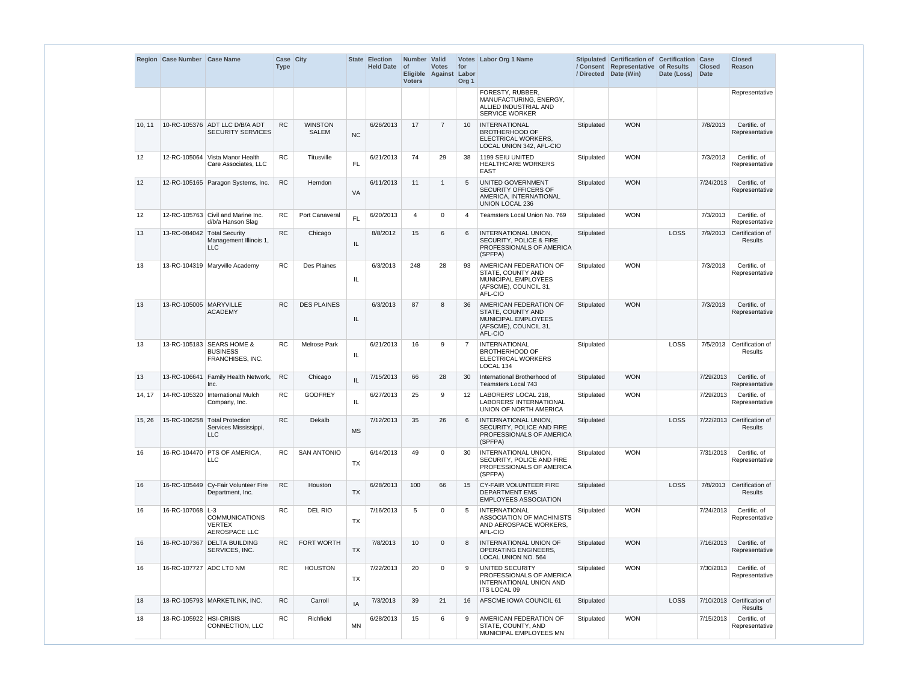| Region | Case Number | Case Name | Case Type | City | State | Election Held Date | Number of Eligible Voters | Valid Votes Against | Votes for Labor Org 1 | Labor Org 1 Name | Stipulated / Consent / Directed | Certification of Representative Date (Win) | Certification of Results Date (Loss) | Case Closed Date | Closed Reason |
|---|---|---|---|---|---|---|---|---|---|---|---|---|---|---|---|
| | | | | | | | | | | FORESTY, RUBBER, MANUFACTURING, ENERGY, ALLIED INDUSTRIAL AND SERVICE WORKER | | | | | Representative |
| 10, 11 | 10-RC-105376 | ADT LLC D/B/A ADT SECURITY SERVICES | RC | WINSTON SALEM | NC | 6/26/2013 | 17 | 7 | 10 | INTERNATIONAL BROTHERHOOD OF ELECTRICAL WORKERS, LOCAL UNION 342, AFL-CIO | Stipulated | WON | | 7/8/2013 | Certific. of Representative |
| 12 | 12-RC-105064 | Vista Manor Health Care Associates, LLC | RC | Titusville | FL | 6/21/2013 | 74 | 29 | 38 | 1199 SEIU UNITED HEALTHCARE WORKERS EAST | Stipulated | WON | | 7/3/2013 | Certific. of Representative |
| 12 | 12-RC-105165 | Paragon Systems, Inc. | RC | Herndon | VA | 6/11/2013 | 11 | 1 | 5 | UNITED GOVERNMENT SECURITY OFFICERS OF AMERICA, INTERNATIONAL UNION LOCAL 236 | Stipulated | WON | | 7/24/2013 | Certific. of Representative |
| 12 | 12-RC-105763 | Civil and Marine Inc. d/b/a Hanson Slag | RC | Port Canaveral | FL | 6/20/2013 | 4 | 0 | 4 | Teamsters Local Union No. 769 | Stipulated | WON | | 7/3/2013 | Certific. of Representative |
| 13 | 13-RC-084042 | Total Security Management Illinois 1, LLC | RC | Chicago | IL | 8/8/2012 | 15 | 6 | 6 | INTERNATIONAL UNION, SECURITY, POLICE & FIRE PROFESSIONALS OF AMERICA (SPFPA) | Stipulated | | LOSS | 7/9/2013 | Certification of Results |
| 13 | 13-RC-104319 | Maryville Academy | RC | Des Plaines | IL | 6/3/2013 | 248 | 28 | 93 | AMERICAN FEDERATION OF STATE, COUNTY AND MUNICIPAL EMPLOYEES (AFSCME), COUNCIL 31, AFL-CIO | Stipulated | WON | | 7/3/2013 | Certific. of Representative |
| 13 | 13-RC-105005 | MARYVILLE ACADEMY | RC | DES PLAINES | IL | 6/3/2013 | 87 | 8 | 36 | AMERICAN FEDERATION OF STATE, COUNTY AND MUNICIPAL EMPLOYEES (AFSCME), COUNCIL 31, AFL-CIO | Stipulated | WON | | 7/3/2013 | Certific. of Representative |
| 13 | 13-RC-105183 | SEARS HOME & BUSINESS FRANCHISES, INC. | RC | Melrose Park | IL | 6/21/2013 | 16 | 9 | 7 | INTERNATIONAL BROTHERHOOD OF ELECTRICAL WORKERS LOCAL 134 | Stipulated | | LOSS | 7/5/2013 | Certification of Results |
| 13 | 13-RC-106641 | Family Health Network, Inc. | RC | Chicago | IL | 7/15/2013 | 66 | 28 | 30 | International Brotherhood of Teamsters Local 743 | Stipulated | WON | | 7/29/2013 | Certific. of Representative |
| 14, 17 | 14-RC-105320 | International Mulch Company, Inc. | RC | GODFREY | IL | 6/27/2013 | 25 | 9 | 12 | LABORERS' LOCAL 218, LABORERS' INTERNATIONAL UNION OF NORTH AMERICA | Stipulated | WON | | 7/29/2013 | Certific. of Representative |
| 15, 26 | 15-RC-106258 | Total Protection Services Mississippi, LLC | RC | Dekalb | MS | 7/12/2013 | 35 | 26 | 6 | INTERNATIONAL UNION, SECURITY, POLICE AND FIRE PROFESSIONALS OF AMERICA (SPFPA) | Stipulated | | LOSS | 7/22/2013 | Certification of Results |
| 16 | 16-RC-104470 | PTS OF AMERICA, LLC | RC | SAN ANTONIO | TX | 6/14/2013 | 49 | 0 | 30 | INTERNATIONAL UNION, SECURITY, POLICE AND FIRE PROFESSIONALS OF AMERICA (SPFPA) | Stipulated | WON | | 7/31/2013 | Certific. of Representative |
| 16 | 16-RC-105449 | Cy-Fair Volunteer Fire Department, Inc. | RC | Houston | TX | 6/28/2013 | 100 | 66 | 15 | CY-FAIR VOLUNTEER FIRE DEPARTMENT EMS EMPLOYEES ASSOCIATION | Stipulated | | LOSS | 7/8/2013 | Certification of Results |
| 16 | 16-RC-107068 | L-3 COMMUNICATIONS VERTEX AEROSPACE LLC | RC | DEL RIO | TX | 7/16/2013 | 5 | 0 | 5 | INTERNATIONAL ASSOCIATION OF MACHINISTS AND AEROSPACE WORKERS, AFL-CIO | Stipulated | WON | | 7/24/2013 | Certific. of Representative |
| 16 | 16-RC-107367 | DELTA BUILDING SERVICES, INC. | RC | FORT WORTH | TX | 7/8/2013 | 10 | 0 | 8 | INTERNATIONAL UNION OF OPERATING ENGINEERS, LOCAL UNION NO. 564 | Stipulated | WON | | 7/16/2013 | Certific. of Representative |
| 16 | 16-RC-107727 | ADC LTD NM | RC | HOUSTON | TX | 7/22/2013 | 20 | 0 | 9 | UNITED SECURITY PROFESSIONALS OF AMERICA INTERNATIONAL UNION AND ITS LOCAL 09 | Stipulated | WON | | 7/30/2013 | Certific. of Representative |
| 18 | 18-RC-105793 | MARKETLINK, INC. | RC | Carroll | IA | 7/3/2013 | 39 | 21 | 16 | AFSCME IOWA COUNCIL 61 | Stipulated | | LOSS | 7/10/2013 | Certification of Results |
| 18 | 18-RC-105922 | HSI-CRISIS CONNECTION, LLC | RC | Richfield | MN | 6/28/2013 | 15 | 6 | 9 | AMERICAN FEDERATION OF STATE, COUNTY, AND MUNICIPAL EMPLOYEES MN | Stipulated | WON | | 7/15/2013 | Certific. of Representative |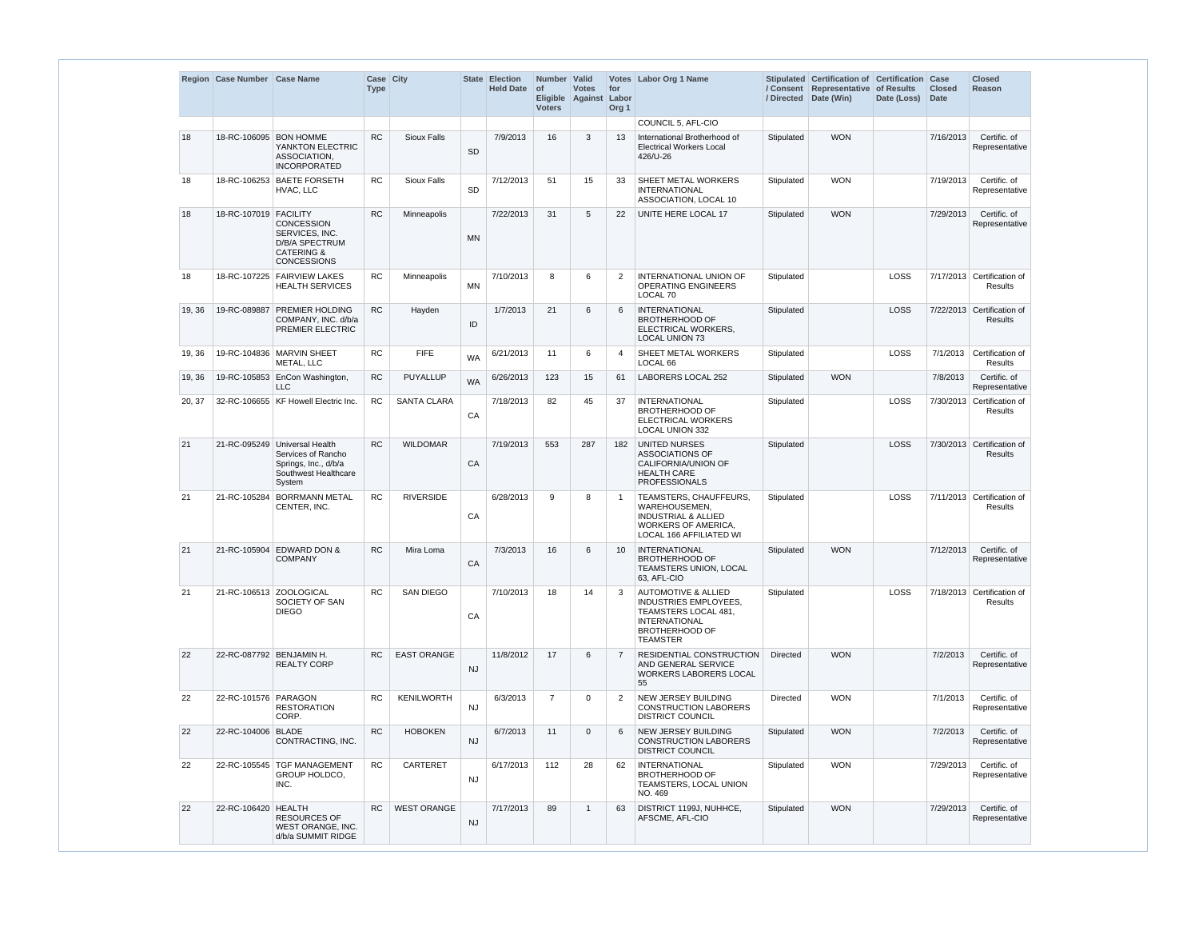| Region | Case Number | Case Name | Case Type | City | State | Election Held Date | Number of Eligible Voters | Valid Votes Against | Votes for Labor Org 1 | Labor Org 1 Name | Stipulated / Consent / Directed | Certification of Representative Date (Win) | Certification of Results Date (Loss) | Case Closed Date | Closed Reason |
|---|---|---|---|---|---|---|---|---|---|---|---|---|---|---|---|
| | | | | | | | | | | COUNCIL 5, AFL-CIO | | | | | |
| 18 | 18-RC-106095 | BON HOMME YANKTON ELECTRIC ASSOCIATION, INCORPORATED | RC | Sioux Falls | SD | 7/9/2013 | 16 | 3 | 13 | International Brotherhood of Electrical Workers Local 426/U-26 | Stipulated | WON | | 7/16/2013 | Certific. of Representative |
| 18 | 18-RC-106253 | BAETE FORSETH HVAC, LLC | RC | Sioux Falls | SD | 7/12/2013 | 51 | 15 | 33 | SHEET METAL WORKERS INTERNATIONAL ASSOCIATION, LOCAL 10 | Stipulated | WON | | 7/19/2013 | Certific. of Representative |
| 18 | 18-RC-107019 | FACILITY CONCESSION SERVICES, INC. D/B/A SPECTRUM CATERING & CONCESSIONS | RC | Minneapolis | MN | 7/22/2013 | 31 | 5 | 22 | UNITE HERE LOCAL 17 | Stipulated | WON | | 7/29/2013 | Certific. of Representative |
| 18 | 18-RC-107225 | FAIRVIEW LAKES HEALTH SERVICES | RC | Minneapolis | MN | 7/10/2013 | 8 | 6 | 2 | INTERNATIONAL UNION OF OPERATING ENGINEERS LOCAL 70 | Stipulated | | LOSS | 7/17/2013 | Certification of Results |
| 19, 36 | 19-RC-089887 | PREMIER HOLDING COMPANY, INC. d/b/a PREMIER ELECTRIC | RC | Hayden | ID | 1/7/2013 | 21 | 6 | 6 | INTERNATIONAL BROTHERHOOD OF ELECTRICAL WORKERS, LOCAL UNION 73 | Stipulated | | LOSS | 7/22/2013 | Certification of Results |
| 19, 36 | 19-RC-104836 | MARVIN SHEET METAL, LLC | RC | FIFE | WA | 6/21/2013 | 11 | 6 | 4 | SHEET METAL WORKERS LOCAL 66 | Stipulated | | LOSS | 7/1/2013 | Certification of Results |
| 19, 36 | 19-RC-105853 | EnCon Washington, LLC | RC | PUYALLUP | WA | 6/26/2013 | 123 | 15 | 61 | LABORERS LOCAL 252 | Stipulated | WON | | 7/8/2013 | Certific. of Representative |
| 20, 37 | 32-RC-106655 | KF Howell Electric Inc. | RC | SANTA CLARA | CA | 7/18/2013 | 82 | 45 | 37 | INTERNATIONAL BROTHERHOOD OF ELECTRICAL WORKERS LOCAL UNION 332 | Stipulated | | LOSS | 7/30/2013 | Certification of Results |
| 21 | 21-RC-095249 | Universal Health Services of Rancho Springs, Inc., d/b/a Southwest Healthcare System | RC | WILDOMAR | CA | 7/19/2013 | 553 | 287 | 182 | UNITED NURSES ASSOCIATIONS OF CALIFORNIA/UNION OF HEALTH CARE PROFESSIONALS | Stipulated | | LOSS | 7/30/2013 | Certification of Results |
| 21 | 21-RC-105284 | BORRMANN METAL CENTER, INC. | RC | RIVERSIDE | CA | 6/28/2013 | 9 | 8 | 1 | TEAMSTERS, CHAUFFEURS, WAREHOUSEMEN, INDUSTRIAL & ALLIED WORKERS OF AMERICA, LOCAL 166 AFFILIATED WI | Stipulated | | LOSS | 7/11/2013 | Certification of Results |
| 21 | 21-RC-105904 | EDWARD DON & COMPANY | RC | Mira Loma | CA | 7/3/2013 | 16 | 6 | 10 | INTERNATIONAL BROTHERHOOD OF TEAMSTERS UNION, LOCAL 63, AFL-CIO | Stipulated | WON | | 7/12/2013 | Certific. of Representative |
| 21 | 21-RC-106513 | ZOOLOGICAL SOCIETY OF SAN DIEGO | RC | SAN DIEGO | CA | 7/10/2013 | 18 | 14 | 3 | AUTOMOTIVE & ALLIED INDUSTRIES EMPLOYEES, TEAMSTERS LOCAL 481, INTERNATIONAL BROTHERHOOD OF TEAMSTER | Stipulated | | LOSS | 7/18/2013 | Certification of Results |
| 22 | 22-RC-087792 | BENJAMIN H. REALTY CORP | RC | EAST ORANGE | NJ | 11/8/2012 | 17 | 6 | 7 | RESIDENTIAL CONSTRUCTION AND GENERAL SERVICE WORKERS LABORERS LOCAL 55 | Directed | WON | | 7/2/2013 | Certific. of Representative |
| 22 | 22-RC-101576 | PARAGON RESTORATION CORP. | RC | KENILWORTH | NJ | 6/3/2013 | 7 | 0 | 2 | NEW JERSEY BUILDING CONSTRUCTION LABORERS DISTRICT COUNCIL | Directed | WON | | 7/1/2013 | Certific. of Representative |
| 22 | 22-RC-104006 | BLADE CONTRACTING, INC. | RC | HOBOKEN | NJ | 6/7/2013 | 11 | 0 | 6 | NEW JERSEY BUILDING CONSTRUCTION LABORERS DISTRICT COUNCIL | Stipulated | WON | | 7/2/2013 | Certific. of Representative |
| 22 | 22-RC-105545 | TGF MANAGEMENT GROUP HOLDCO, INC. | RC | CARTERET | NJ | 6/17/2013 | 112 | 28 | 62 | INTERNATIONAL BROTHERHOOD OF TEAMSTERS, LOCAL UNION NO. 469 | Stipulated | WON | | 7/29/2013 | Certific. of Representative |
| 22 | 22-RC-106420 | HEALTH RESOURCES OF WEST ORANGE, INC. d/b/a SUMMIT RIDGE | RC | WEST ORANGE | NJ | 7/17/2013 | 89 | 1 | 63 | DISTRICT 1199J, NUHHCE, AFSCME, AFL-CIO | Stipulated | WON | | 7/29/2013 | Certific. of Representative |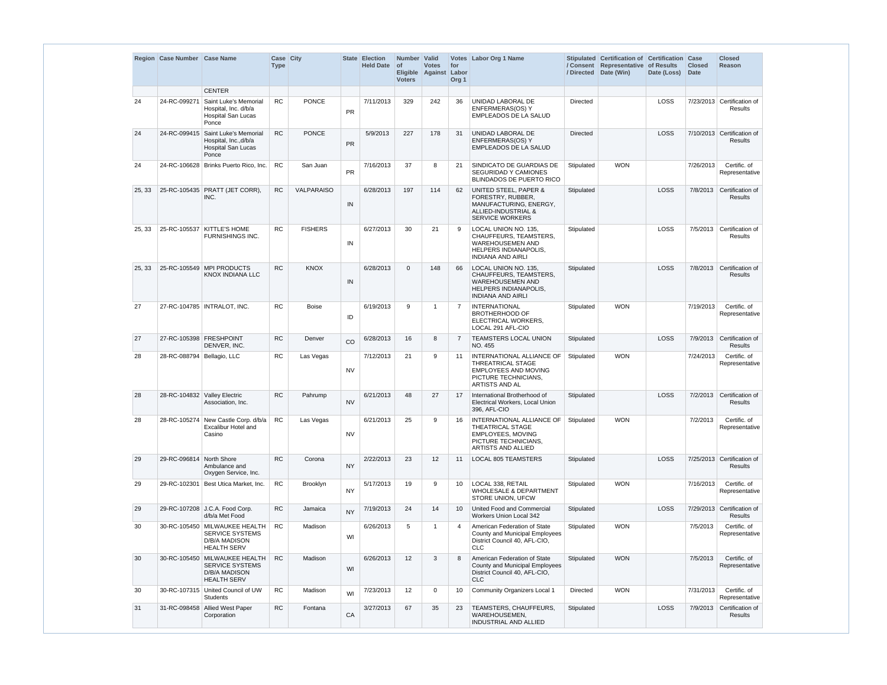| Region | Case Number | Case Name | Case Type | City | State | Election Held Date | Number of Eligible Voters | Valid Votes Against | Votes for Labor Org 1 | Labor Org 1 Name | Stipulated / Consent / Directed | Certification of Representative Date (Win) | Certification of Results Date (Loss) | Case Closed Date | Closed Reason |
|---|---|---|---|---|---|---|---|---|---|---|---|---|---|---|---|
| | | CENTER | | | | | | | | | | | | | |
| 24 | 24-RC-099271 | Saint Luke's Memorial Hospital, Inc. d/b/a Hospital San Lucas Ponce | RC | PONCE | PR | 7/11/2013 | 329 | 242 | 36 | UNIDAD LABORAL DE ENFERMERAS(OS) Y EMPLEADOS DE LA SALUD | Directed | | LOSS | 7/23/2013 | Certification of Results |
| 24 | 24-RC-099415 | Saint Luke's Memorial Hospital, Inc.,d/b/a Hospital San Lucas Ponce | RC | PONCE | PR | 5/9/2013 | 227 | 178 | 31 | UNIDAD LABORAL DE ENFERMERAS(OS) Y EMPLEADOS DE LA SALUD | Directed | | LOSS | 7/10/2013 | Certification of Results |
| 24 | 24-RC-106628 | Brinks Puerto Rico, Inc. | RC | San Juan | PR | 7/16/2013 | 37 | 8 | 21 | SINDICATO DE GUARDIAS DE SEGURIDAD Y CAMIONES BLINDADOS DE PUERTO RICO | Stipulated | WON | | 7/26/2013 | Certific. of Representative |
| 25, 33 | 25-RC-105435 | PRATT (JET CORR), INC. | RC | VALPARAISO | IN | 6/28/2013 | 197 | 114 | 62 | UNITED STEEL, PAPER & FORESTRY, RUBBER, MANUFACTURING, ENERGY, ALLIED-INDUSTRIAL & SERVICE WORKERS | Stipulated | | LOSS | 7/8/2013 | Certification of Results |
| 25, 33 | 25-RC-105537 | KITTLE'S HOME FURNISHINGS INC. | RC | FISHERS | IN | 6/27/2013 | 30 | 21 | 9 | LOCAL UNION NO. 135, CHAUFFEURS, TEAMSTERS, WAREHOUSEMEN AND HELPERS INDIANAPOLIS, INDIANA AND AIRLI | Stipulated | | LOSS | 7/5/2013 | Certification of Results |
| 25, 33 | 25-RC-105549 | MPI PRODUCTS KNOX INDIANA LLC | RC | KNOX | IN | 6/28/2013 | 0 | 148 | 66 | LOCAL UNION NO. 135, CHAUFFEURS, TEAMSTERS, WAREHOUSEMEN AND HELPERS INDIANAPOLIS, INDIANA AND AIRLI | Stipulated | | LOSS | 7/8/2013 | Certification of Results |
| 27 | 27-RC-104785 | INTRALOT, INC. | RC | Boise | ID | 6/19/2013 | 9 | 1 | 7 | INTERNATIONAL BROTHERHOOD OF ELECTRICAL WORKERS, LOCAL 291 AFL-CIO | Stipulated | WON | | 7/19/2013 | Certific. of Representative |
| 27 | 27-RC-105398 | FRESHPOINT DENVER, INC. | RC | Denver | CO | 6/28/2013 | 16 | 8 | 7 | TEAMSTERS LOCAL UNION NO. 455 | Stipulated | | LOSS | 7/9/2013 | Certification of Results |
| 28 | 28-RC-088794 | Bellagio, LLC | RC | Las Vegas | NV | 7/12/2013 | 21 | 9 | 11 | INTERNATIONAL ALLIANCE OF THREATRICAL STAGE EMPLOYEES AND MOVING PICTURE TECHNICIANS, ARTISTS AND AL | Stipulated | WON | | 7/24/2013 | Certific. of Representative |
| 28 | 28-RC-104832 | Valley Electric Association, Inc. | RC | Pahrump | NV | 6/21/2013 | 48 | 27 | 17 | International Brotherhood of Electrical Workers, Local Union 396, AFL-CIO | Stipulated | | LOSS | 7/2/2013 | Certification of Results |
| 28 | 28-RC-105274 | New Castle Corp. d/b/a Excalibur Hotel and Casino | RC | Las Vegas | NV | 6/21/2013 | 25 | 9 | 16 | INTERNATIONAL ALLIANCE OF THEATRICAL STAGE EMPLOYEES, MOVING PICTURE TECHNICIANS, ARTISTS AND ALLIED | Stipulated | WON | | 7/2/2013 | Certific. of Representative |
| 29 | 29-RC-096814 | North Shore Ambulance and Oxygen Service, Inc. | RC | Corona | NY | 2/22/2013 | 23 | 12 | 11 | LOCAL 805 TEAMSTERS | Stipulated | | LOSS | 7/25/2013 | Certification of Results |
| 29 | 29-RC-102301 | Best Utica Market, Inc. | RC | Brooklyn | NY | 5/17/2013 | 19 | 9 | 10 | LOCAL 338, RETAIL WHOLESALE & DEPARTMENT STORE UNION, UFCW | Stipulated | WON | | 7/16/2013 | Certific. of Representative |
| 29 | 29-RC-107208 | J.C.A. Food Corp. d/b/a Met Food | RC | Jamaica | NY | 7/19/2013 | 24 | 14 | 10 | United Food and Commercial Workers Union Local 342 | Stipulated | | LOSS | 7/29/2013 | Certification of Results |
| 30 | 30-RC-105450 | MILWAUKEE HEALTH SERVICE SYSTEMS D/B/A MADISON HEALTH SERV | RC | Madison | WI | 6/26/2013 | 5 | 1 | 4 | American Federation of State County and Municipal Employees District Council 40, AFL-CIO, CLC | Stipulated | WON | | 7/5/2013 | Certific. of Representative |
| 30 | 30-RC-105450 | MILWAUKEE HEALTH SERVICE SYSTEMS D/B/A MADISON HEALTH SERV | RC | Madison | WI | 6/26/2013 | 12 | 3 | 8 | American Federation of State County and Municipal Employees District Council 40, AFL-CIO, CLC | Stipulated | WON | | 7/5/2013 | Certific. of Representative |
| 30 | 30-RC-107315 | United Council of UW Students | RC | Madison | WI | 7/23/2013 | 12 | 0 | 10 | Community Organizers Local 1 | Directed | WON | | 7/31/2013 | Certific. of Representative |
| 31 | 31-RC-098458 | Allied West Paper Corporation | RC | Fontana | CA | 3/27/2013 | 67 | 35 | 23 | TEAMSTERS, CHAUFFEURS, WAREHOUSEMEN, INDUSTRIAL AND ALLIED | Stipulated | | LOSS | 7/9/2013 | Certification of Results |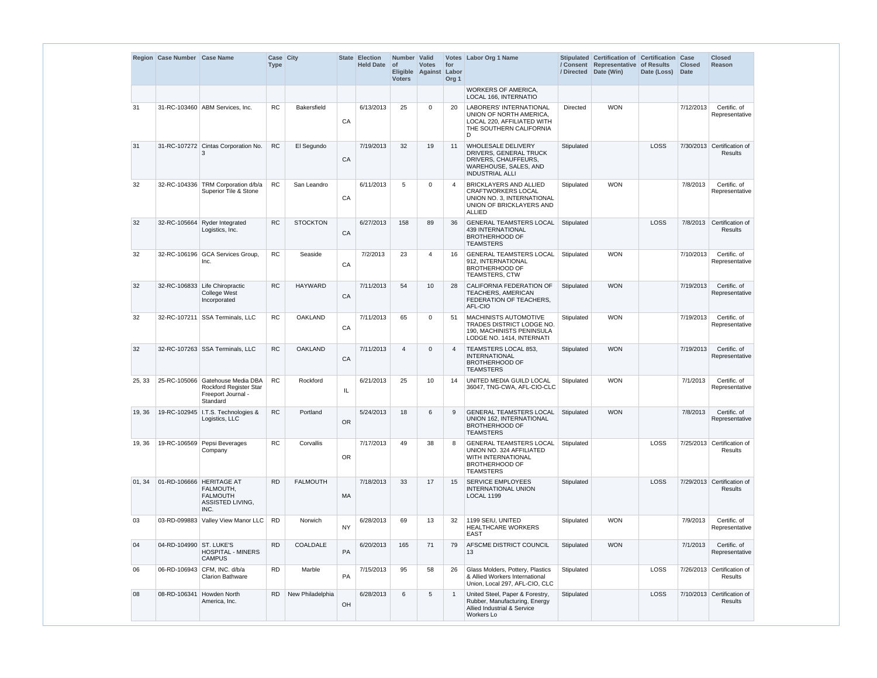| Region | Case Number | Case Name | Case Type | City | State | Election Held Date | Number of Eligible Voters | Valid Votes Against | Votes for Labor Org 1 | Labor Org 1 Name | Stipulated / Consent / Directed | Certification of Representative Date (Win) | Certification of Results Date (Loss) | Case Closed Date | Closed Reason |
|---|---|---|---|---|---|---|---|---|---|---|---|---|---|---|---|
| | | | | | | | | | | WORKERS OF AMERICA, LOCAL 166, INTERNATIO | | | | | |
| 31 | 31-RC-103460 | ABM Services, Inc. | RC | Bakersfield | CA | 6/13/2013 | 25 | 0 | 20 | LABORERS' INTERNATIONAL UNION OF NORTH AMERICA, LOCAL 220, AFFILIATED WITH THE SOUTHERN CALIFORNIA D | Directed | WON | | 7/12/2013 | Certific. of Representative |
| 31 | 31-RC-107272 | Cintas Corporation No. 3 | RC | El Segundo | CA | 7/19/2013 | 32 | 19 | 11 | WHOLESALE DELIVERY DRIVERS, GENERAL TRUCK DRIVERS, CHAUFFEURS, WAREHOUSE, SALES, AND INDUSTRIAL ALLI | Stipulated | | LOSS | 7/30/2013 | Certification of Results |
| 32 | 32-RC-104336 | TRM Corporation d/b/a Superior Tile & Stone | RC | San Leandro | CA | 6/11/2013 | 5 | 0 | 4 | BRICKLAYERS AND ALLIED CRAFTWORKERS LOCAL UNION NO. 3, INTERNATIONAL UNION OF BRICKLAYERS AND ALLIED | Stipulated | WON | | 7/8/2013 | Certific. of Representative |
| 32 | 32-RC-105664 | Ryder Integrated Logistics, Inc. | RC | STOCKTON | CA | 6/27/2013 | 158 | 89 | 36 | GENERAL TEAMSTERS LOCAL 439 INTERNATIONAL BROTHERHOOD OF TEAMSTERS | Stipulated | | LOSS | 7/8/2013 | Certification of Results |
| 32 | 32-RC-106196 | GCA Services Group, Inc. | RC | Seaside | CA | 7/2/2013 | 23 | 4 | 16 | GENERAL TEAMSTERS LOCAL 912, INTERNATIONAL BROTHERHOOD OF TEAMSTERS, CTW | Stipulated | WON | | 7/10/2013 | Certific. of Representative |
| 32 | 32-RC-106833 | Life Chiropractic College West Incorporated | RC | HAYWARD | CA | 7/11/2013 | 54 | 10 | 28 | CALIFORNIA FEDERATION OF TEACHERS, AMERICAN FEDERATION OF TEACHERS, AFL-CIO | Stipulated | WON | | 7/19/2013 | Certific. of Representative |
| 32 | 32-RC-107211 | SSA Terminals, LLC | RC | OAKLAND | CA | 7/11/2013 | 65 | 0 | 51 | MACHINISTS AUTOMOTIVE TRADES DISTRICT LODGE NO. 190, MACHINISTS PENINSULA LODGE NO. 1414, INTERNATI | Stipulated | WON | | 7/19/2013 | Certific. of Representative |
| 32 | 32-RC-107263 | SSA Terminals, LLC | RC | OAKLAND | CA | 7/11/2013 | 4 | 0 | 4 | TEAMSTERS LOCAL 853, INTERNATIONAL BROTHERHOOD OF TEAMSTERS | Stipulated | WON | | 7/19/2013 | Certific. of Representative |
| 25, 33 | 25-RC-105066 | Gatehouse Media DBA Rockford Register Star Freeport Journal - Standard | RC | Rockford | IL | 6/21/2013 | 25 | 10 | 14 | UNITED MEDIA GUILD LOCAL 36047, TNG-CWA, AFL-CIO-CLC | Stipulated | WON | | 7/1/2013 | Certific. of Representative |
| 19, 36 | 19-RC-102945 | I.T.S. Technologies & Logistics, LLC | RC | Portland | OR | 5/24/2013 | 18 | 6 | 9 | GENERAL TEAMSTERS LOCAL UNION 162, INTERNATIONAL BROTHERHOOD OF TEAMSTERS | Stipulated | WON | | 7/8/2013 | Certific. of Representative |
| 19, 36 | 19-RC-106569 | Pepsi Beverages Company | RC | Corvallis | OR | 7/17/2013 | 49 | 38 | 8 | GENERAL TEAMSTERS LOCAL UNION NO. 324 AFFILIATED WITH INTERNATIONAL BROTHERHOOD OF TEAMSTERS | Stipulated | | LOSS | 7/25/2013 | Certification of Results |
| 01, 34 | 01-RD-106666 | HERITAGE AT FALMOUTH, FALMOUTH ASSISTED LIVING, INC. | RD | FALMOUTH | MA | 7/18/2013 | 33 | 17 | 15 | SERVICE EMPLOYEES INTERNATIONAL UNION LOCAL 1199 | Stipulated | | LOSS | 7/29/2013 | Certification of Results |
| 03 | 03-RD-099883 | Valley View Manor LLC | RD | Norwich | NY | 6/28/2013 | 69 | 13 | 32 | 1199 SEIU, UNITED HEALTHCARE WORKERS EAST | Stipulated | WON | | 7/9/2013 | Certific. of Representative |
| 04 | 04-RD-104990 | ST. LUKE'S HOSPITAL - MINERS CAMPUS | RD | COALDALE | PA | 6/20/2013 | 165 | 71 | 79 | AFSCME DISTRICT COUNCIL 13 | Stipulated | WON | | 7/1/2013 | Certific. of Representative |
| 06 | 06-RD-106943 | CFM, INC. d/b/a Clarion Bathware | RD | Marble | PA | 7/15/2013 | 95 | 58 | 26 | Glass Molders, Pottery, Plastics & Allied Workers International Union, Local 297, AFL-CIO, CLC | Stipulated | | LOSS | 7/26/2013 | Certification of Results |
| 08 | 08-RD-106341 | Howden North America, Inc. | RD | New Philadelphia | OH | 6/28/2013 | 6 | 5 | 1 | United Steel, Paper & Forestry, Rubber, Manufacturing, Energy Allied Industrial & Service Workers Lo | Stipulated | | LOSS | 7/10/2013 | Certification of Results |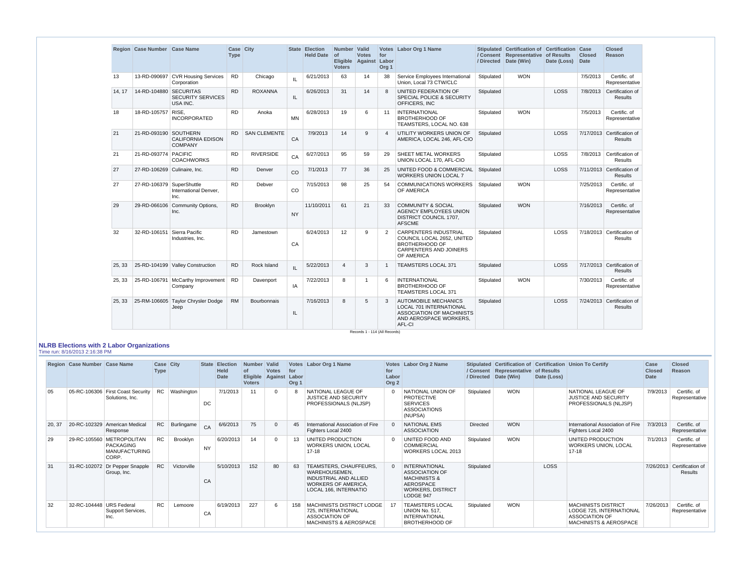| Region | Case Number | Case Name | Case Type | City | State | Election Held Date | Number of Eligible Voters | Valid Votes Against | Votes for Labor Org 1 | Labor Org 1 Name | Stipulated / Consent / Directed | Certification of Representative Date (Win) | Certification of Results Date (Loss) | Case Closed Date | Closed Reason |
|---|---|---|---|---|---|---|---|---|---|---|---|---|---|---|---|
| 13 | 13-RD-090697 | CVR Housing Services Corporation | RD | Chicago | IL | 6/21/2013 | 63 | 14 | 38 | Service Employees International Union, Local 73 CTW/CLC | Stipulated | WON | | 7/5/2013 | Certific. of Representative |
| 14, 17 | 14-RD-104880 | SECURITAS SECURITY SERVICES USA INC. | RD | ROXANNA | IL | 6/26/2013 | 31 | 14 | 8 | UNITED FEDERATION OF SPECIAL POLICE & SECURITY OFFICERS, INC | Stipulated | | LOSS | 7/8/2013 | Certification of Results |
| 18 | 18-RD-105757 | RISE, INCORPORATED | RD | Anoka | MN | 6/28/2013 | 19 | 6 | 11 | INTERNATIONAL BROTHERHOOD OF TEAMSTERS, LOCAL NO. 638 | Stipulated | WON | | 7/5/2013 | Certific. of Representative |
| 21 | 21-RD-093190 | SOUTHERN CALIFORNIA EDISON COMPANY | RD | SAN CLEMENTE | CA | 7/9/2013 | 14 | 9 | 4 | UTILITY WORKERS UNION OF AMERICA, LOCAL 246, AFL-CIO | Stipulated | | LOSS | 7/17/2013 | Certification of Results |
| 21 | 21-RD-093774 | PACIFIC COACHWORKS | RD | RIVERSIDE | CA | 6/27/2013 | 95 | 59 | 29 | SHEET METAL WORKERS UNION LOCAL 170, AFL-CIO | Stipulated | | LOSS | 7/8/2013 | Certification of Results |
| 27 | 27-RD-106269 | Culinaire, Inc. | RD | Denver | CO | 7/1/2013 | 77 | 36 | 25 | UNITED FOOD & COMMERCIAL WORKERS UNION LOCAL 7 | Stipulated | | LOSS | 7/11/2013 | Certification of Results |
| 27 | 27-RD-106379 | SuperShuttle International Denver, Inc. | RD | Debver | CO | 7/15/2013 | 98 | 25 | 54 | COMMUNICATIONS WORKERS OF AMERICA | Stipulated | WON | | 7/25/2013 | Certific. of Representative |
| 29 | 29-RD-066106 | Community Options, Inc. | RD | Brooklyn | NY | 11/10/2011 | 61 | 21 | 33 | COMMUNITY & SOCIAL AGENCY EMPLOYEES UNION DISTRICT COUNCIL 1707, AFSCME | Stipulated | WON | | 7/16/2013 | Certific. of Representative |
| 32 | 32-RD-106151 | Sierra Pacific Industries, Inc. | RD | Jamestown | CA | 6/24/2013 | 12 | 9 | 2 | CARPENTERS INDUSTRIAL COUNCIL LOCAL 2652, UNITED BROTHERHOOD OF CARPENTERS AND JOINERS OF AMERICA | Stipulated | | LOSS | 7/18/2013 | Certification of Results |
| 25, 33 | 25-RD-104199 | Valley Construction | RD | Rock Island | IL | 5/22/2013 | 4 | 3 | 1 | TEAMSTERS LOCAL 371 | Stipulated | | LOSS | 7/17/2013 | Certification of Results |
| 25, 33 | 25-RD-106791 | McCarthy Improvement Company | RD | Davenport | IA | 7/22/2013 | 8 | 1 | 6 | INTERNATIONAL BROTHERHOOD OF TEAMSTERS LOCAL 371 | Stipulated | WON | | 7/30/2013 | Certific. of Representative |
| 25, 33 | 25-RM-106605 | Taylor Chrysler Dodge Jeep | RM | Bourbonnais | IL | 7/16/2013 | 8 | 5 | 3 | AUTOMOBILE MECHANICS LOCAL 701 INTERNATIONAL ASSOCIATION OF MACHINISTS AND AEROSPACE WORKERS, AFL-CI | Stipulated | | LOSS | 7/24/2013 | Certification of Results |

Records 1 - 114 (All Records)

## NLRB Elections with 2 Labor Organizations

Time run: 8/16/2013 2:16:38 PM

| Region | Case Number | Case Name | Case Type | City | State | Election Held Date | Number of Eligible Voters | Valid Votes Against | Votes for Labor Org 1 | Labor Org 1 Name | Votes for Labor Org 2 | Labor Org 2 Name | Stipulated / Consent / Directed | Certification of Representative Date (Win) | Certification of Results Date (Loss) | Union To Certify | Case Closed Date | Closed Reason |
|---|---|---|---|---|---|---|---|---|---|---|---|---|---|---|---|---|---|---|
| 05 | 05-RC-106306 | First Coast Security Solutions, Inc. | RC | Washington | DC | 7/1/2013 | 11 | 0 | 8 | NATIONAL LEAGUE OF JUSTICE AND SECURITY PROFESSIONALS (NLJSP) | 0 | NATIONAL UNION OF PROTECTIVE SERVICES ASSOCIATIONS (NUPSA) | Stipulated | WON | | NATIONAL LEAGUE OF JUSTICE AND SECURITY PROFESSIONALS (NLJSP) | 7/9/2013 | Certific. of Representative |
| 20, 37 | 20-RC-102329 | American Medical Response | RC | Burlingame | CA | 6/6/2013 | 75 | 0 | 45 | International Association of Fire Fighters Local 2400 | 0 | NATIONAL EMS ASSOCIATION | Directed | WON | | International Association of Fire Fighters Local 2400 | 7/3/2013 | Certific. of Representative |
| 29 | 29-RC-105560 | METROPOLITAN PACKAGING MANUFACTURING CORP. | RC | Brooklyn | NY | 6/20/2013 | 14 | 0 | 13 | UNITED PRODUCTION WORKERS UNION, LOCAL 17-18 | 0 | UNITED FOOD AND COMMERCIAL WORKERS LOCAL 2013 | Stipulated | WON | | UNITED PRODUCTION WORKERS UNION, LOCAL 17-18 | 7/1/2013 | Certific. of Representative |
| 31 | 31-RC-102072 | Dr Pepper Snapple Group, Inc. | RC | Victorville | CA | 5/10/2013 | 152 | 80 | 63 | TEAMSTERS, CHAUFFEURS, WAREHOUSEMEN, INDUSTRIAL AND ALLIED WORKERS OF AMERICA, LOCAL 166, INTERNATIO | 0 | INTERNATIONAL ASSOCIATION OF MACHINISTS & AEROSPACE WORKERS, DISTRICT LODGE 947 | Stipulated | | LOSS | | 7/26/2013 | Certification of Results |
| 32 | 32-RC-104448 | URS Federal Support Services, Inc. | RC | Lemoore | CA | 6/19/2013 | 227 | 6 | 158 | MACHINISTS DISTRICT LODGE 725, INTERNATIONAL ASSOCIATION OF MACHINISTS & AEROSPACE | 17 | TEAMSTERS LOCAL UNION No. 517, INTERNATIONAL BROTHERHOOD OF | Stipulated | WON | | MACHINISTS DISTRICT LODGE 725, INTERNATIONAL ASSOCIATION OF MACHINISTS & AEROSPACE | 7/26/2013 | Certific. of Representative |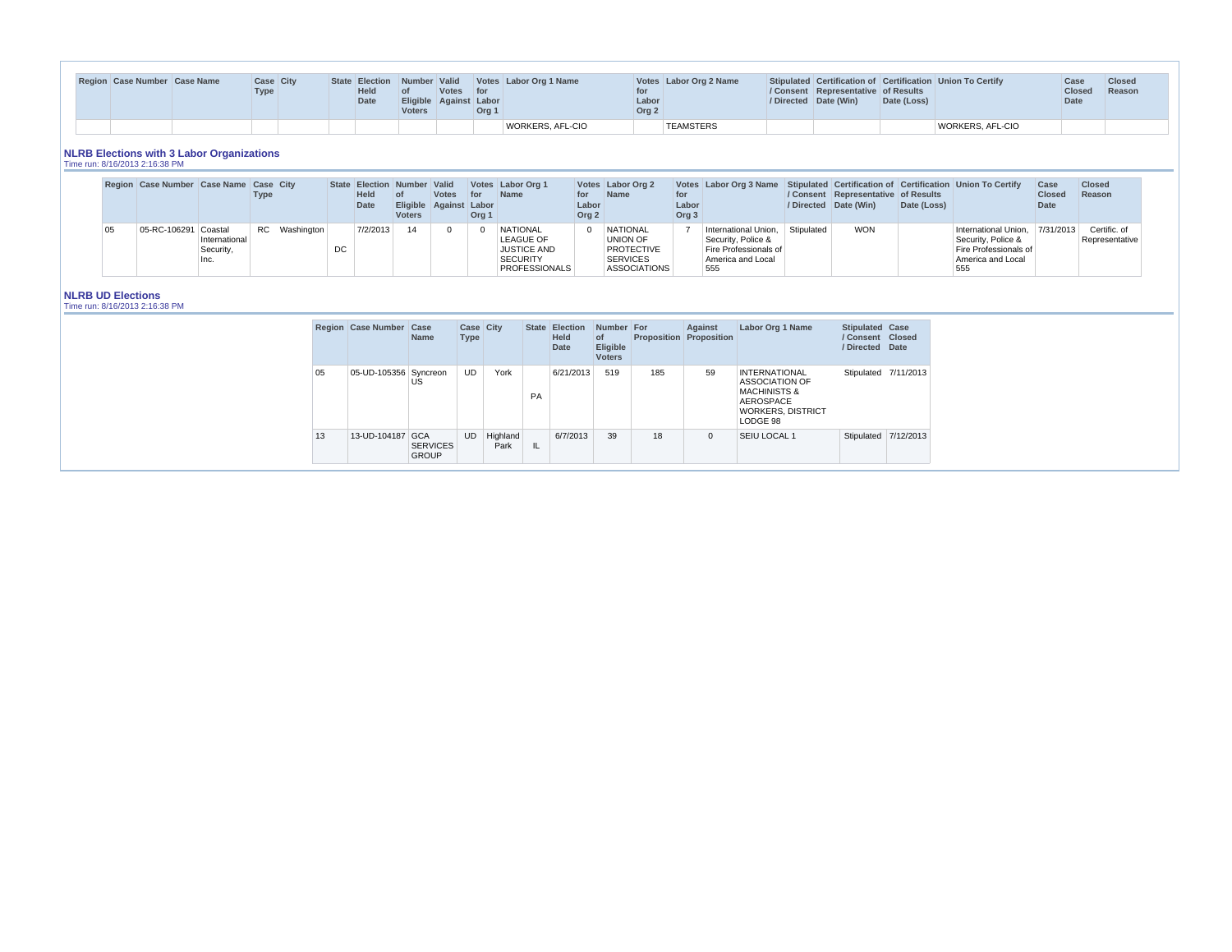| Region | Case Number | Case Name | Case Type | City | State | Election Held Date | Number of Eligible Voters | Valid Votes Against | Votes for Labor Org 1 | Labor Org 1 Name | Votes for Labor Org 2 | Labor Org 2 Name | Stipulated / Consent / Directed | Certification of Representative Date (Win) | Certification of Results Date (Loss) | Union To Certify | Case Closed Date | Closed Reason |
|---|---|---|---|---|---|---|---|---|---|---|---|---|---|---|---|---|---|---|
| | | | | | | | | | | WORKERS, AFL-CIO | | TEAMSTERS | | | | WORKERS, AFL-CIO | | |

## NLRB Elections with 3 Labor Organizations

Time run: 8/16/2013 2:16:38 PM

| Region | Case Number | Case Name | Case Type | City | State | Election Held Date | Number of Eligible Voters | Valid Votes Against | Votes for Labor Org 1 | Labor Org 1 Name | Votes for Labor Org 2 | Labor Org 2 Name | Votes for Labor Org 3 | Labor Org 3 Name | Stipulated / Consent / Directed | Certification of Representative Date (Win) | Certification of Results Date (Loss) | Union To Certify | Case Closed Date | Closed Reason |
|---|---|---|---|---|---|---|---|---|---|---|---|---|---|---|---|---|---|---|---|---|
| 05 | 05-RC-106291 | Coastal International Security, Inc. | RC | Washington | DC | 7/2/2013 | 14 | 0 | 0 | NATIONAL LEAGUE OF JUSTICE AND SECURITY PROFESSIONALS | 0 | NATIONAL UNION OF PROTECTIVE SERVICES ASSOCIATIONS | 7 | International Union, Security, Police & Fire Professionals of America and Local 555 | Stipulated | WON | | International Union, Security, Police & Fire Professionals of America and Local 555 | 7/31/2013 | Certific. of Representative |

## NLRB UD Elections

Time run: 8/16/2013 2:16:38 PM

| Region | Case Number | Case Name | Case Type | City | State | Election Held Date | Number of Eligible Voters | For Proposition | Against Proposition | Labor Org 1 Name | Stipulated / Consent / Directed | Case Closed Date |
|---|---|---|---|---|---|---|---|---|---|---|---|---|
| 05 | 05-UD-105356 | Syncreon US | UD | York | PA | 6/21/2013 | 519 | 185 | 59 | INTERNATIONAL ASSOCIATION OF MACHINISTS & AEROSPACE WORKERS, DISTRICT LODGE 98 | Stipulated | 7/11/2013 |
| 13 | 13-UD-104187 | GCA SERVICES GROUP | UD | Highland Park | IL | 6/7/2013 | 39 | 18 | 0 | SEIU LOCAL 1 | Stipulated | 7/12/2013 |